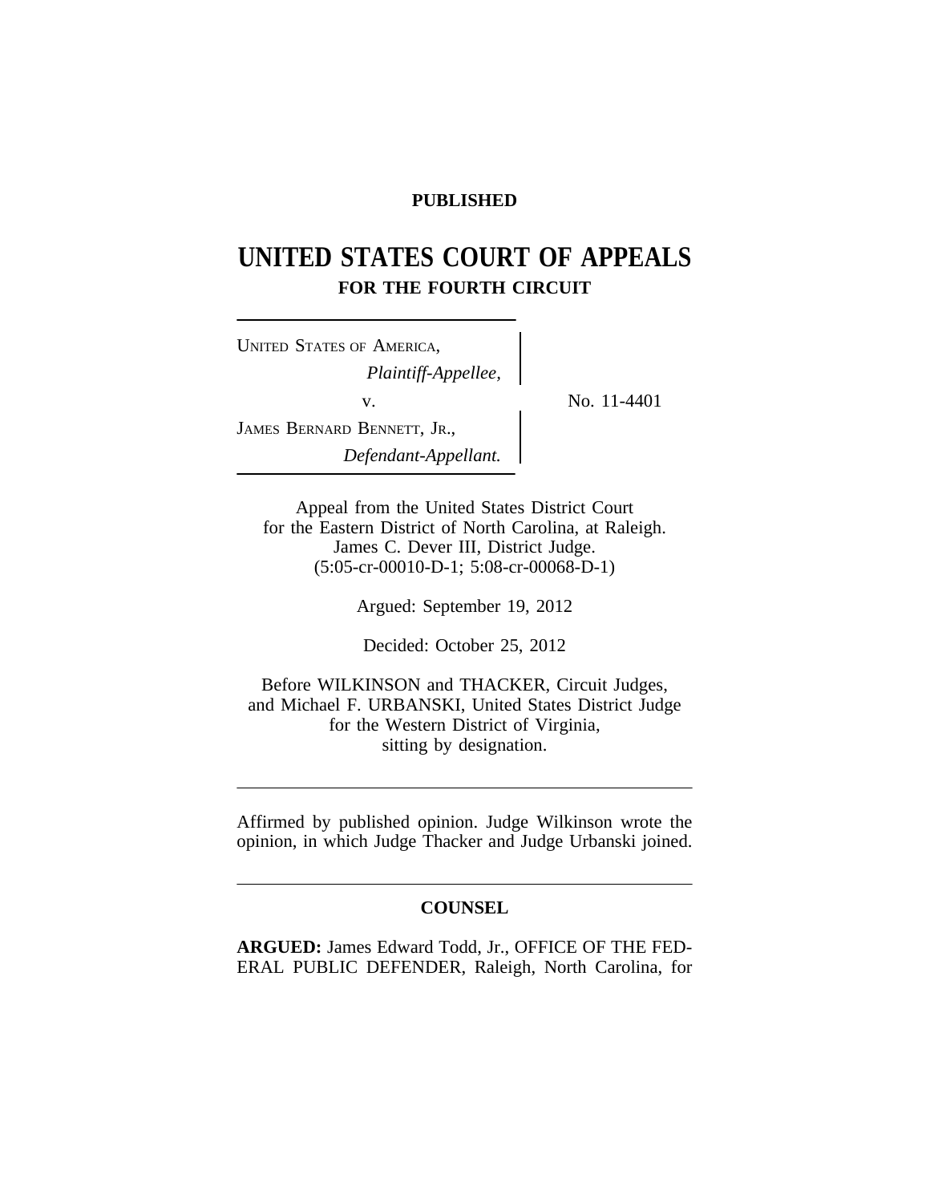**PUBLISHED**

# UNITED STATES COURT OF APPEALS
## FOR THE FOURTH CIRCUIT

UNITED STATES OF AMERICA,
*Plaintiff-Appellee,*

v.

JAMES BERNARD BENNETT, JR.,
*Defendant-Appellant.*

No. 11-4401

Appeal from the United States District Court
for the Eastern District of North Carolina, at Raleigh.
James C. Dever III, District Judge.
(5:05-cr-00010-D-1; 5:08-cr-00068-D-1)

Argued: September 19, 2012

Decided: October 25, 2012

Before WILKINSON and THACKER, Circuit Judges,
and Michael F. URBANSKI, United States District Judge
for the Western District of Virginia,
sitting by designation.

---

Affirmed by published opinion. Judge Wilkinson wrote the opinion, in which Judge Thacker and Judge Urbanski joined.

---

**COUNSEL**

**ARGUED:** James Edward Todd, Jr., OFFICE OF THE FEDERAL PUBLIC DEFENDER, Raleigh, North Carolina, for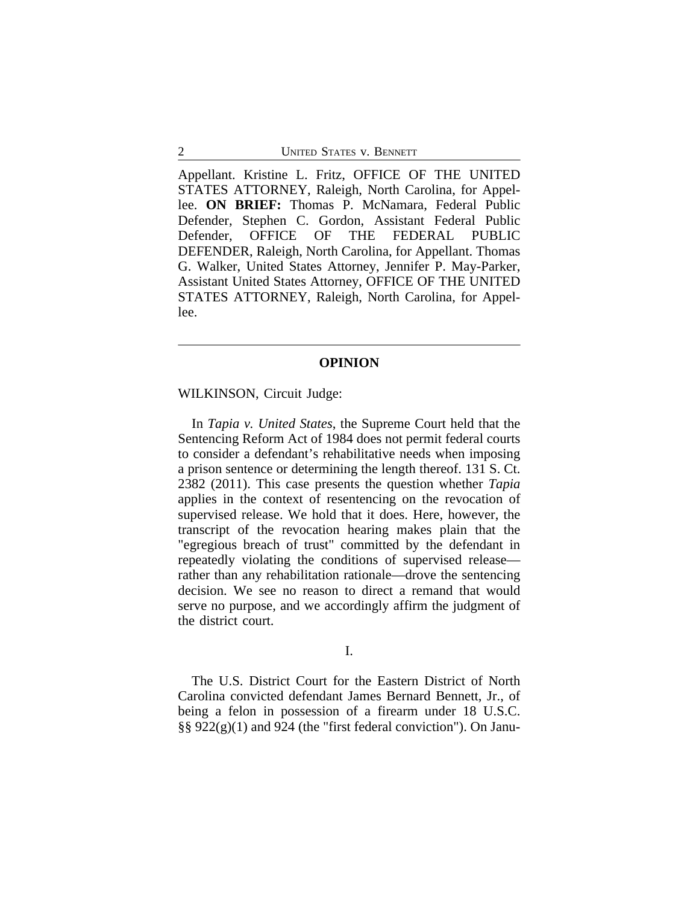Appellant. Kristine L. Fritz, OFFICE OF THE UNITED STATES ATTORNEY, Raleigh, North Carolina, for Appellee. **ON BRIEF:** Thomas P. McNamara, Federal Public Defender, Stephen C. Gordon, Assistant Federal Public Defender, OFFICE OF THE FEDERAL PUBLIC DEFENDER, Raleigh, North Carolina, for Appellant. Thomas G. Walker, United States Attorney, Jennifer P. May-Parker, Assistant United States Attorney, OFFICE OF THE UNITED STATES ATTORNEY, Raleigh, North Carolina, for Appellee.

---

## OPINION

WILKINSON, Circuit Judge:

In *Tapia v. United States*, the Supreme Court held that the Sentencing Reform Act of 1984 does not permit federal courts to consider a defendant's rehabilitative needs when imposing a prison sentence or determining the length thereof. 131 S. Ct. 2382 (2011). This case presents the question whether *Tapia* applies in the context of resentencing on the revocation of supervised release. We hold that it does. Here, however, the transcript of the revocation hearing makes plain that the "egregious breach of trust" committed by the defendant in repeatedly violating the conditions of supervised release—rather than any rehabilitation rationale—drove the sentencing decision. We see no reason to direct a remand that would serve no purpose, and we accordingly affirm the judgment of the district court.

I.

The U.S. District Court for the Eastern District of North Carolina convicted defendant James Bernard Bennett, Jr., of being a felon in possession of a firearm under 18 U.S.C. §§ 922(g)(1) and 924 (the "first federal conviction"). On Janu-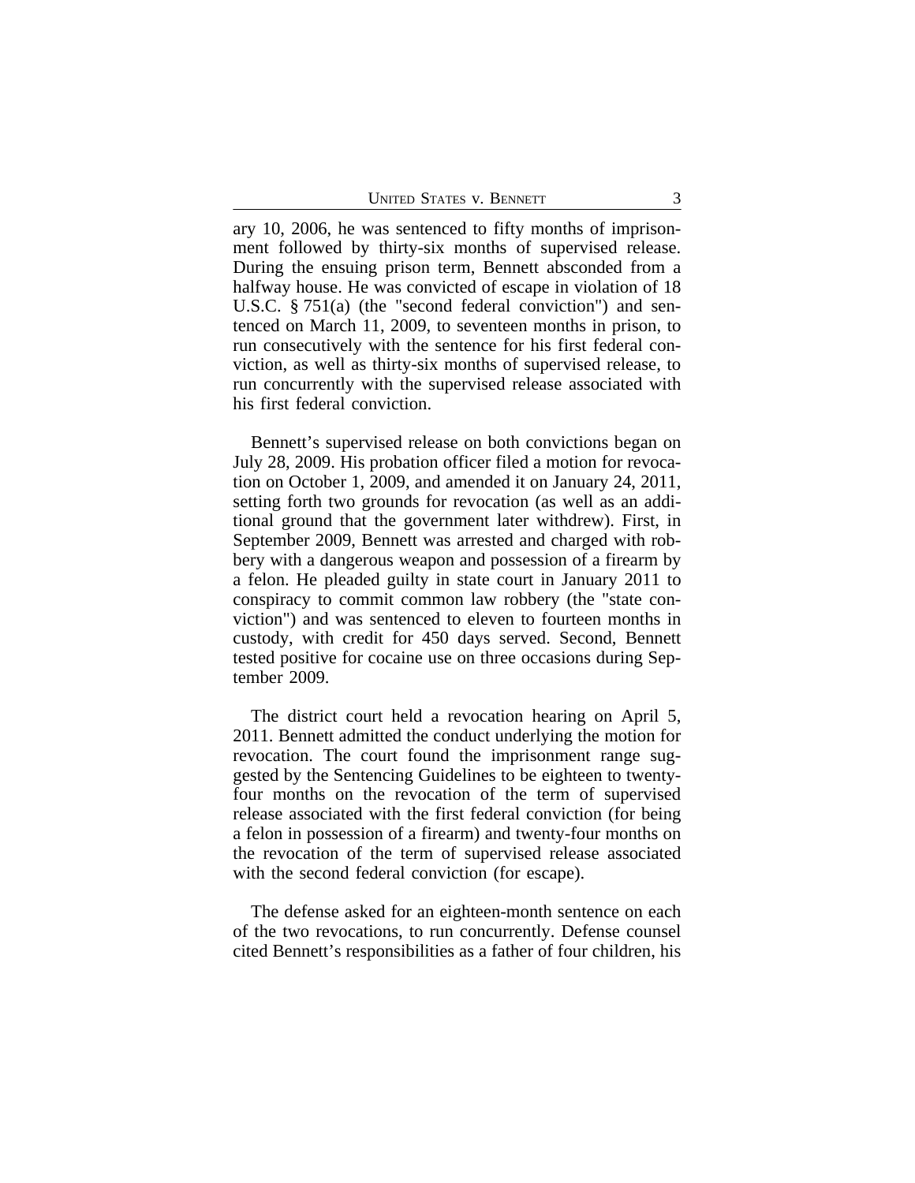ary 10, 2006, he was sentenced to fifty months of imprisonment followed by thirty-six months of supervised release. During the ensuing prison term, Bennett absconded from a halfway house. He was convicted of escape in violation of 18 U.S.C. § 751(a) (the "second federal conviction") and sentenced on March 11, 2009, to seventeen months in prison, to run consecutively with the sentence for his first federal conviction, as well as thirty-six months of supervised release, to run concurrently with the supervised release associated with his first federal conviction.

Bennett's supervised release on both convictions began on July 28, 2009. His probation officer filed a motion for revocation on October 1, 2009, and amended it on January 24, 2011, setting forth two grounds for revocation (as well as an additional ground that the government later withdrew). First, in September 2009, Bennett was arrested and charged with robbery with a dangerous weapon and possession of a firearm by a felon. He pleaded guilty in state court in January 2011 to conspiracy to commit common law robbery (the "state conviction") and was sentenced to eleven to fourteen months in custody, with credit for 450 days served. Second, Bennett tested positive for cocaine use on three occasions during September 2009.

The district court held a revocation hearing on April 5, 2011. Bennett admitted the conduct underlying the motion for revocation. The court found the imprisonment range suggested by the Sentencing Guidelines to be eighteen to twenty-four months on the revocation of the term of supervised release associated with the first federal conviction (for being a felon in possession of a firearm) and twenty-four months on the revocation of the term of supervised release associated with the second federal conviction (for escape).

The defense asked for an eighteen-month sentence on each of the two revocations, to run concurrently. Defense counsel cited Bennett's responsibilities as a father of four children, his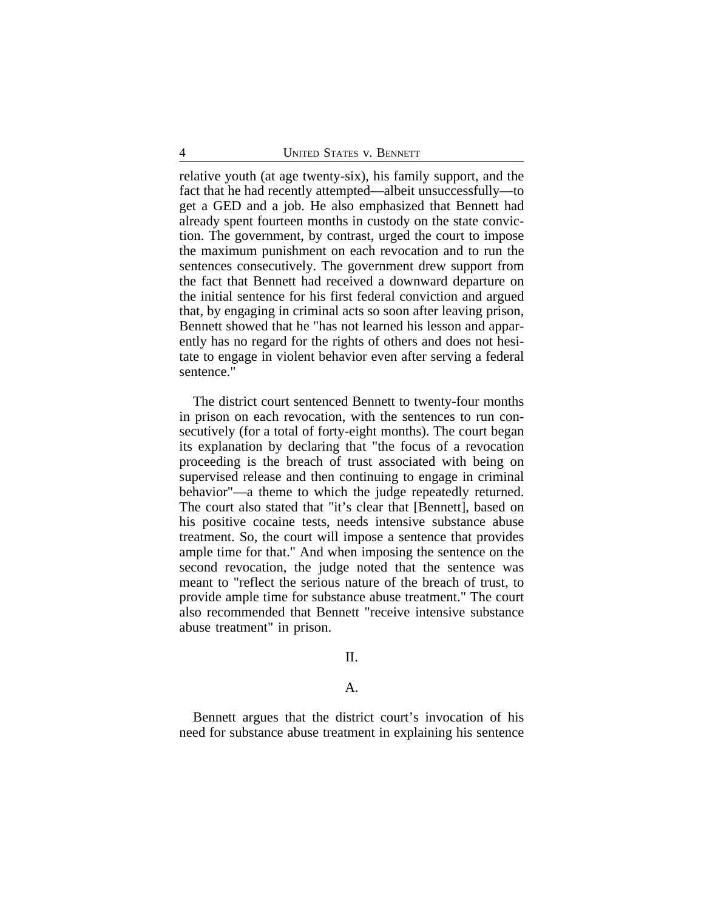relative youth (at age twenty-six), his family support, and the fact that he had recently attempted—albeit unsuccessfully—to get a GED and a job. He also emphasized that Bennett had already spent fourteen months in custody on the state conviction. The government, by contrast, urged the court to impose the maximum punishment on each revocation and to run the sentences consecutively. The government drew support from the fact that Bennett had received a downward departure on the initial sentence for his first federal conviction and argued that, by engaging in criminal acts so soon after leaving prison, Bennett showed that he "has not learned his lesson and apparently has no regard for the rights of others and does not hesitate to engage in violent behavior even after serving a federal sentence."

The district court sentenced Bennett to twenty-four months in prison on each revocation, with the sentences to run consecutively (for a total of forty-eight months). The court began its explanation by declaring that "the focus of a revocation proceeding is the breach of trust associated with being on supervised release and then continuing to engage in criminal behavior"—a theme to which the judge repeatedly returned. The court also stated that "it's clear that [Bennett], based on his positive cocaine tests, needs intensive substance abuse treatment. So, the court will impose a sentence that provides ample time for that." And when imposing the sentence on the second revocation, the judge noted that the sentence was meant to "reflect the serious nature of the breach of trust, to provide ample time for substance abuse treatment." The court also recommended that Bennett "receive intensive substance abuse treatment" in prison.

## II.

### A.

Bennett argues that the district court's invocation of his need for substance abuse treatment in explaining his sentence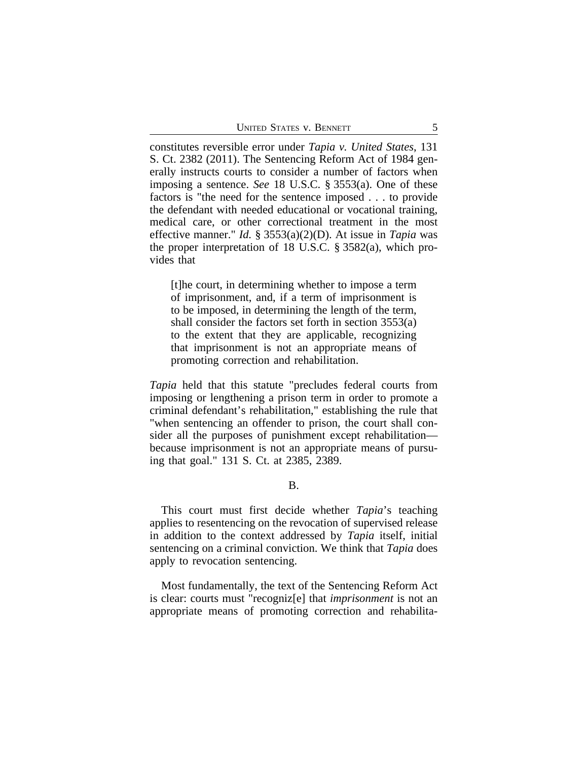constitutes reversible error under *Tapia v. United States*, 131 S. Ct. 2382 (2011). The Sentencing Reform Act of 1984 generally instructs courts to consider a number of factors when imposing a sentence. *See* 18 U.S.C. § 3553(a). One of these factors is "the need for the sentence imposed . . . to provide the defendant with needed educational or vocational training, medical care, or other correctional treatment in the most effective manner." *Id.* § 3553(a)(2)(D). At issue in *Tapia* was the proper interpretation of 18 U.S.C. § 3582(a), which provides that

> [t]he court, in determining whether to impose a term of imprisonment, and, if a term of imprisonment is to be imposed, in determining the length of the term, shall consider the factors set forth in section 3553(a) to the extent that they are applicable, recognizing that imprisonment is not an appropriate means of promoting correction and rehabilitation.

*Tapia* held that this statute "precludes federal courts from imposing or lengthening a prison term in order to promote a criminal defendant's rehabilitation," establishing the rule that "when sentencing an offender to prison, the court shall consider all the purposes of punishment except rehabilitation—because imprisonment is not an appropriate means of pursuing that goal." 131 S. Ct. at 2385, 2389.

B.

This court must first decide whether *Tapia*'s teaching applies to resentencing on the revocation of supervised release in addition to the context addressed by *Tapia* itself, initial sentencing on a criminal conviction. We think that *Tapia* does apply to revocation sentencing.

Most fundamentally, the text of the Sentencing Reform Act is clear: courts must "recogniz[e] that *imprisonment* is not an appropriate means of promoting correction and rehabilita-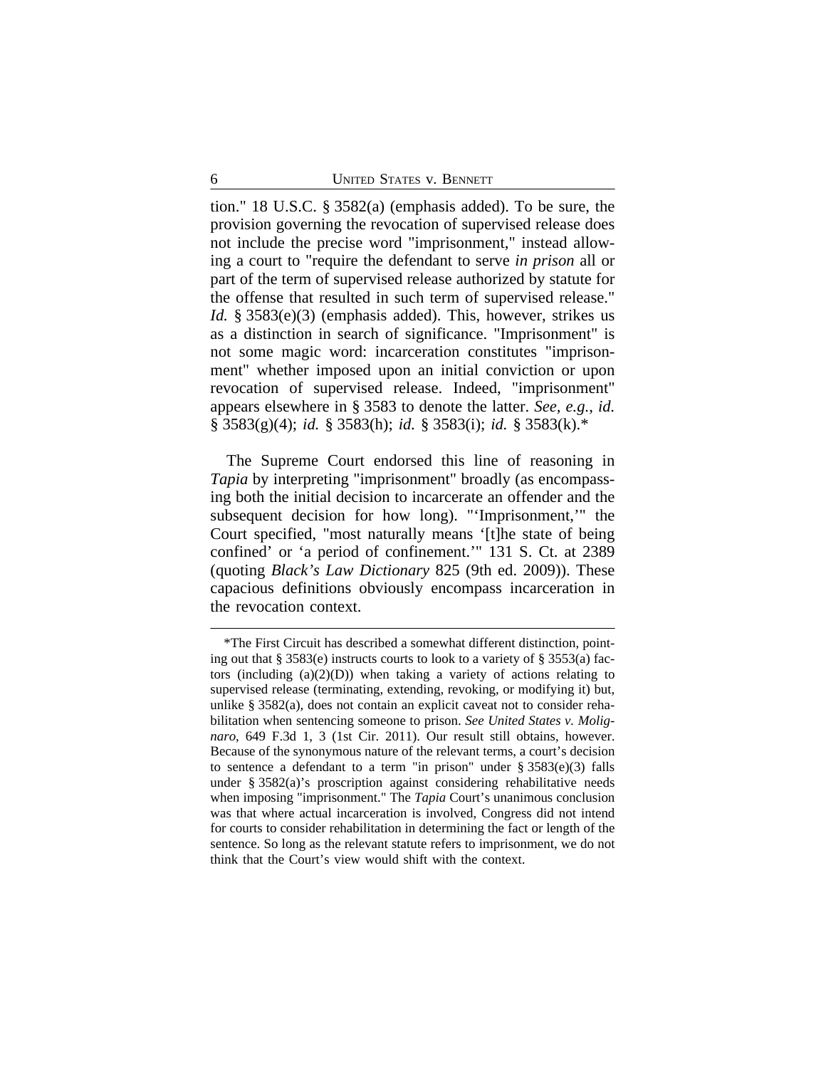tion." 18 U.S.C. § 3582(a) (emphasis added). To be sure, the provision governing the revocation of supervised release does not include the precise word "imprisonment," instead allowing a court to "require the defendant to serve *in prison* all or part of the term of supervised release authorized by statute for the offense that resulted in such term of supervised release." *Id.* § 3583(e)(3) (emphasis added). This, however, strikes us as a distinction in search of significance. "Imprisonment" is not some magic word: incarceration constitutes "imprisonment" whether imposed upon an initial conviction or upon revocation of supervised release. Indeed, "imprisonment" appears elsewhere in § 3583 to denote the latter. *See, e.g.*, *id.* § 3583(g)(4); *id.* § 3583(h); *id.* § 3583(i); *id.* § 3583(k).*

The Supreme Court endorsed this line of reasoning in *Tapia* by interpreting "imprisonment" broadly (as encompassing both the initial decision to incarcerate an offender and the subsequent decision for how long). "'Imprisonment,'" the Court specified, "most naturally means '[t]he state of being confined' or 'a period of confinement.'" 131 S. Ct. at 2389 (quoting *Black's Law Dictionary* 825 (9th ed. 2009)). These capacious definitions obviously encompass incarceration in the revocation context.

---

*The First Circuit has described a somewhat different distinction, pointing out that § 3583(e) instructs courts to look to a variety of § 3553(a) factors (including (a)(2)(D)) when taking a variety of actions relating to supervised release (terminating, extending, revoking, or modifying it) but, unlike § 3582(a), does not contain an explicit caveat not to consider rehabilitation when sentencing someone to prison. *See United States v. Molignaro*, 649 F.3d 1, 3 (1st Cir. 2011). Our result still obtains, however. Because of the synonymous nature of the relevant terms, a court's decision to sentence a defendant to a term "in prison" under § 3583(e)(3) falls under § 3582(a)'s proscription against considering rehabilitative needs when imposing "imprisonment." The *Tapia* Court's unanimous conclusion was that where actual incarceration is involved, Congress did not intend for courts to consider rehabilitation in determining the fact or length of the sentence. So long as the relevant statute refers to imprisonment, we do not think that the Court's view would shift with the context.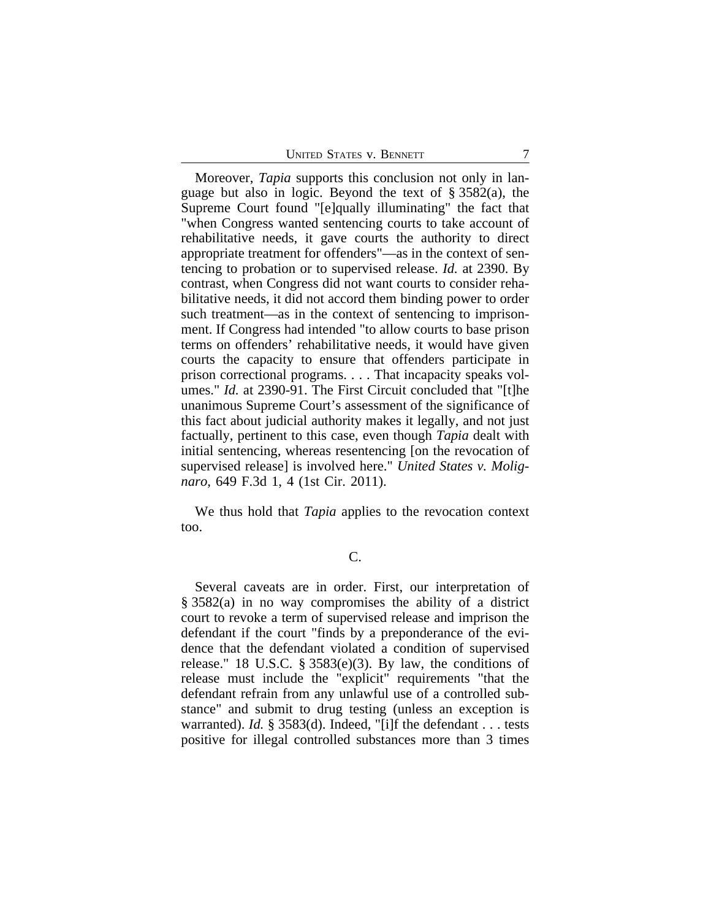Moreover, *Tapia* supports this conclusion not only in language but also in logic. Beyond the text of § 3582(a), the Supreme Court found "[e]qually illuminating" the fact that "when Congress wanted sentencing courts to take account of rehabilitative needs, it gave courts the authority to direct appropriate treatment for offenders"—as in the context of sentencing to probation or to supervised release. *Id.* at 2390. By contrast, when Congress did not want courts to consider rehabilitative needs, it did not accord them binding power to order such treatment—as in the context of sentencing to imprisonment. If Congress had intended "to allow courts to base prison terms on offenders' rehabilitative needs, it would have given courts the capacity to ensure that offenders participate in prison correctional programs. . . . That incapacity speaks volumes." *Id.* at 2390-91. The First Circuit concluded that "[t]he unanimous Supreme Court's assessment of the significance of this fact about judicial authority makes it legally, and not just factually, pertinent to this case, even though *Tapia* dealt with initial sentencing, whereas resentencing [on the revocation of supervised release] is involved here." *United States v. Molignaro*, 649 F.3d 1, 4 (1st Cir. 2011).

We thus hold that *Tapia* applies to the revocation context too.

### C.

Several caveats are in order. First, our interpretation of § 3582(a) in no way compromises the ability of a district court to revoke a term of supervised release and imprison the defendant if the court "finds by a preponderance of the evidence that the defendant violated a condition of supervised release." 18 U.S.C. § 3583(e)(3). By law, the conditions of release must include the "explicit" requirements "that the defendant refrain from any unlawful use of a controlled substance" and submit to drug testing (unless an exception is warranted). *Id.* § 3583(d). Indeed, "[i]f the defendant . . . tests positive for illegal controlled substances more than 3 times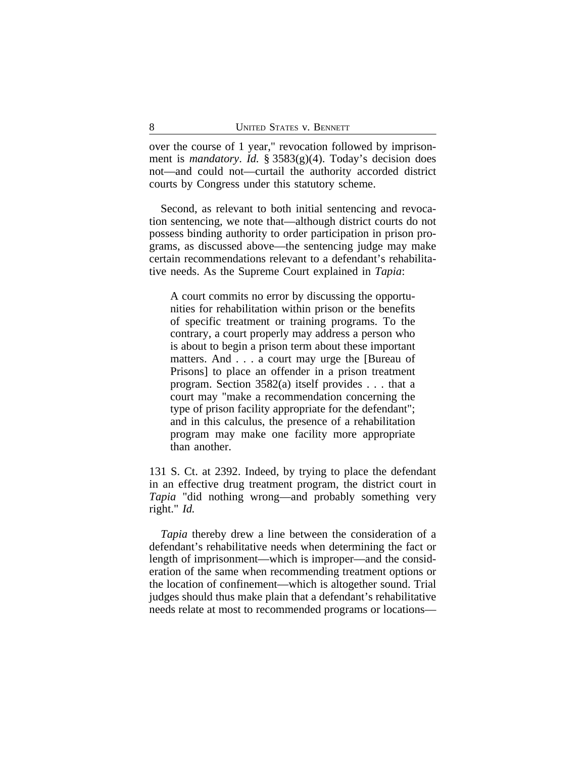over the course of 1 year," revocation followed by imprisonment is *mandatory*. *Id.* § 3583(g)(4). Today's decision does not—and could not—curtail the authority accorded district courts by Congress under this statutory scheme.

Second, as relevant to both initial sentencing and revocation sentencing, we note that—although district courts do not possess binding authority to order participation in prison programs, as discussed above—the sentencing judge may make certain recommendations relevant to a defendant's rehabilitative needs. As the Supreme Court explained in *Tapia*:

> A court commits no error by discussing the opportunities for rehabilitation within prison or the benefits of specific treatment or training programs. To the contrary, a court properly may address a person who is about to begin a prison term about these important matters. And . . . a court may urge the [Bureau of Prisons] to place an offender in a prison treatment program. Section 3582(a) itself provides . . . that a court may "make a recommendation concerning the type of prison facility appropriate for the defendant"; and in this calculus, the presence of a rehabilitation program may make one facility more appropriate than another.

131 S. Ct. at 2392. Indeed, by trying to place the defendant in an effective drug treatment program, the district court in *Tapia* "did nothing wrong—and probably something very right." *Id.*

*Tapia* thereby drew a line between the consideration of a defendant's rehabilitative needs when determining the fact or length of imprisonment—which is improper—and the consideration of the same when recommending treatment options or the location of confinement—which is altogether sound. Trial judges should thus make plain that a defendant's rehabilitative needs relate at most to recommended programs or locations—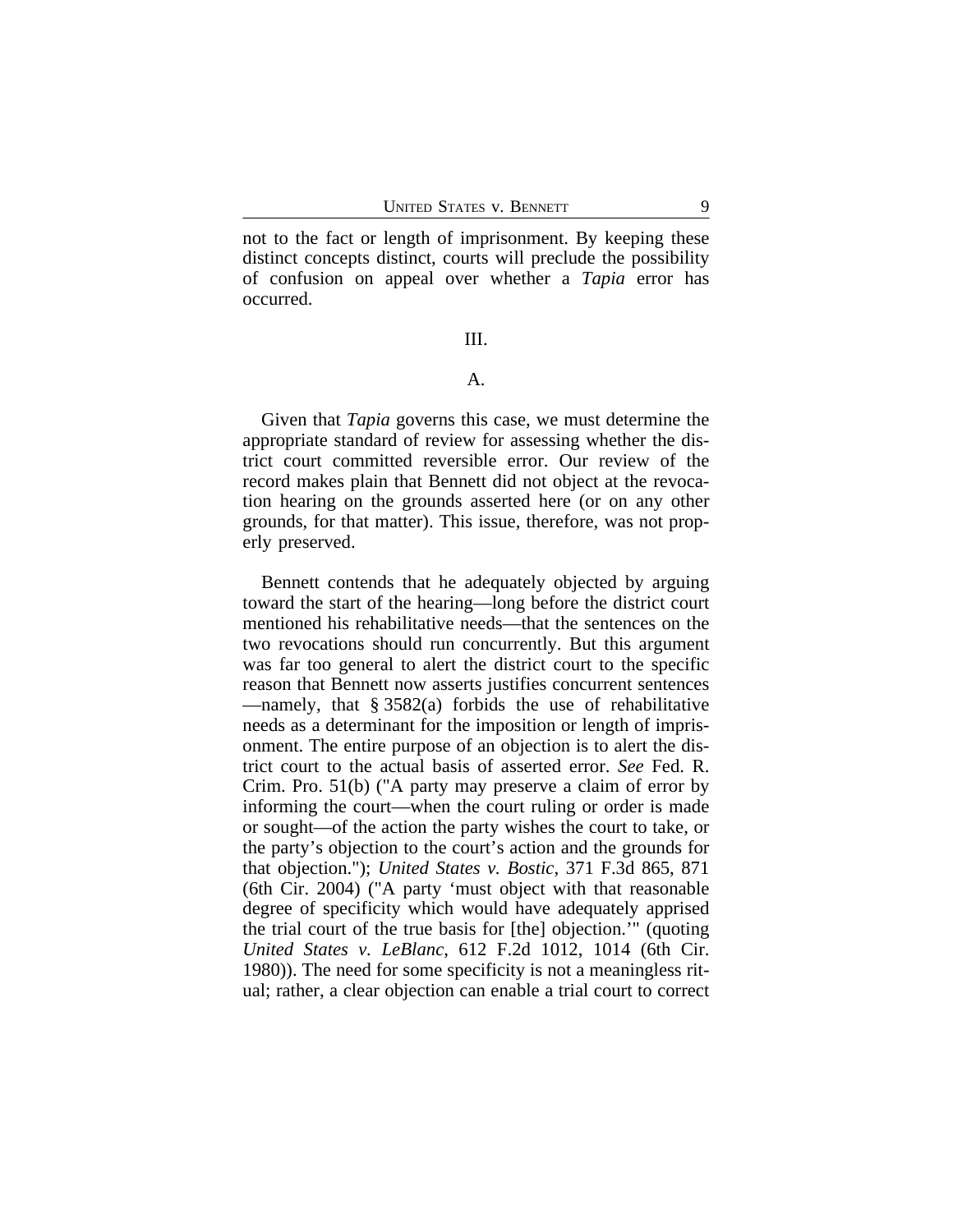not to the fact or length of imprisonment. By keeping these distinct concepts distinct, courts will preclude the possibility of confusion on appeal over whether a *Tapia* error has occurred.

## III.

### A.

Given that *Tapia* governs this case, we must determine the appropriate standard of review for assessing whether the district court committed reversible error. Our review of the record makes plain that Bennett did not object at the revocation hearing on the grounds asserted here (or on any other grounds, for that matter). This issue, therefore, was not properly preserved.

Bennett contends that he adequately objected by arguing toward the start of the hearing—long before the district court mentioned his rehabilitative needs—that the sentences on the two revocations should run concurrently. But this argument was far too general to alert the district court to the specific reason that Bennett now asserts justifies concurrent sentences—namely, that § 3582(a) forbids the use of rehabilitative needs as a determinant for the imposition or length of imprisonment. The entire purpose of an objection is to alert the district court to the actual basis of asserted error. *See* Fed. R. Crim. Pro. 51(b) ("A party may preserve a claim of error by informing the court—when the court ruling or order is made or sought—of the action the party wishes the court to take, or the party's objection to the court's action and the grounds for that objection."); *United States v. Bostic*, 371 F.3d 865, 871 (6th Cir. 2004) ("A party 'must object with that reasonable degree of specificity which would have adequately apprised the trial court of the true basis for [the] objection.'" (quoting *United States v. LeBlanc*, 612 F.2d 1012, 1014 (6th Cir. 1980)). The need for some specificity is not a meaningless ritual; rather, a clear objection can enable a trial court to correct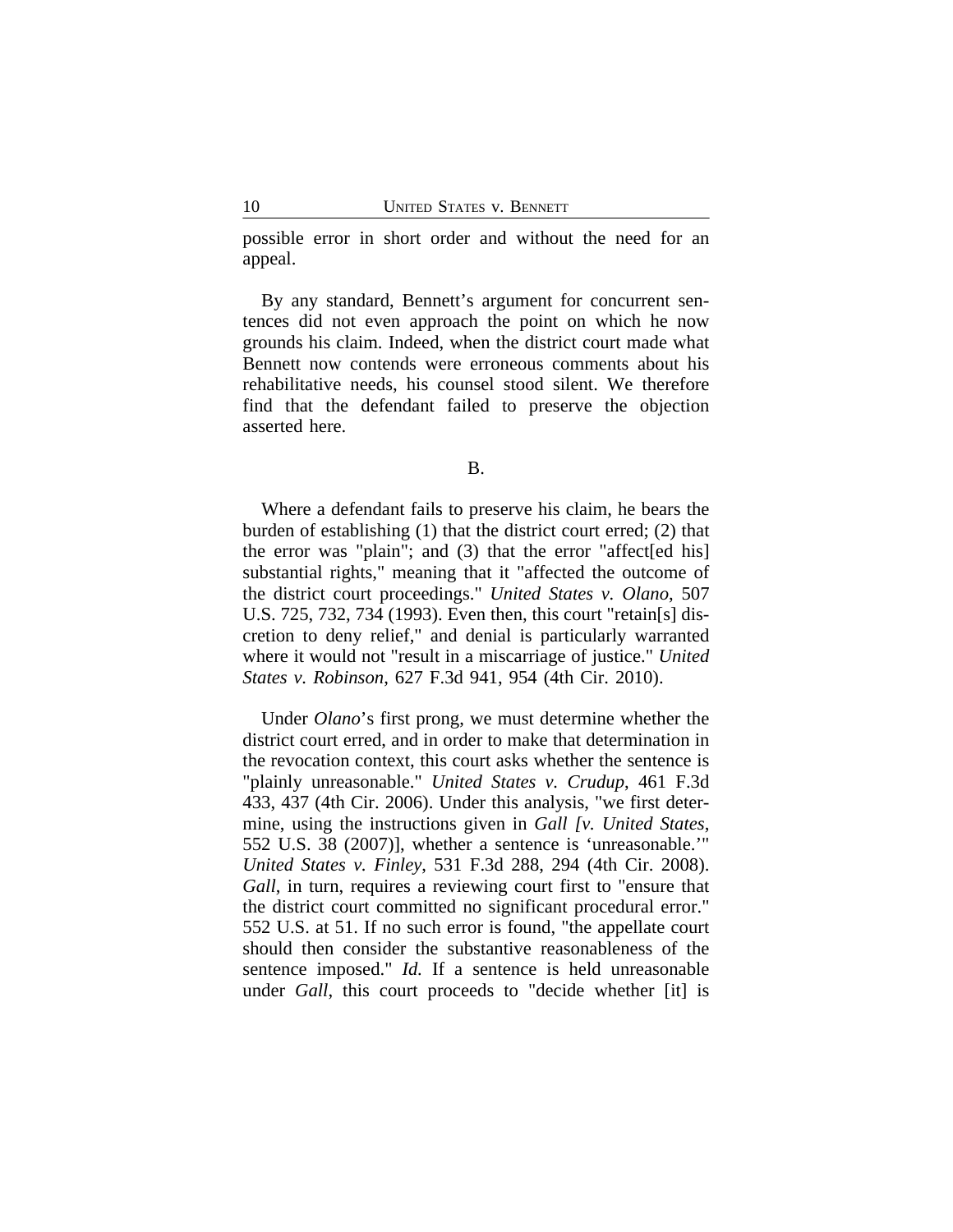possible error in short order and without the need for an appeal.

By any standard, Bennett's argument for concurrent sentences did not even approach the point on which he now grounds his claim. Indeed, when the district court made what Bennett now contends were erroneous comments about his rehabilitative needs, his counsel stood silent. We therefore find that the defendant failed to preserve the objection asserted here.

B.

Where a defendant fails to preserve his claim, he bears the burden of establishing (1) that the district court erred; (2) that the error was "plain"; and (3) that the error "affect[ed his] substantial rights," meaning that it "affected the outcome of the district court proceedings." *United States v. Olano*, 507 U.S. 725, 732, 734 (1993). Even then, this court "retain[s] discretion to deny relief," and denial is particularly warranted where it would not "result in a miscarriage of justice." *United States v. Robinson*, 627 F.3d 941, 954 (4th Cir. 2010).

Under *Olano*'s first prong, we must determine whether the district court erred, and in order to make that determination in the revocation context, this court asks whether the sentence is "plainly unreasonable." *United States v. Crudup*, 461 F.3d 433, 437 (4th Cir. 2006). Under this analysis, "we first determine, using the instructions given in *Gall [v. United States*, 552 U.S. 38 (2007)], whether a sentence is 'unreasonable.'" *United States v. Finley*, 531 F.3d 288, 294 (4th Cir. 2008). *Gall*, in turn, requires a reviewing court first to "ensure that the district court committed no significant procedural error." 552 U.S. at 51. If no such error is found, "the appellate court should then consider the substantive reasonableness of the sentence imposed." *Id.* If a sentence is held unreasonable under *Gall*, this court proceeds to "decide whether [it] is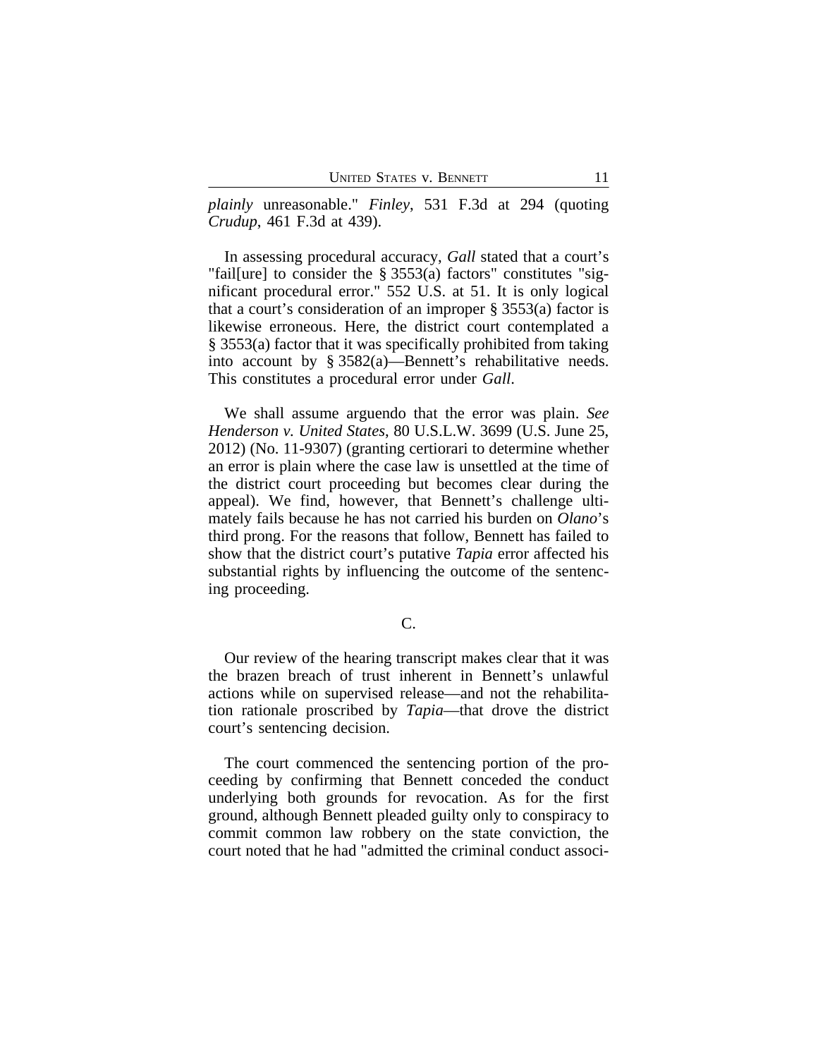*plainly* unreasonable." *Finley*, 531 F.3d at 294 (quoting *Crudup*, 461 F.3d at 439).

In assessing procedural accuracy, *Gall* stated that a court's "fail[ure] to consider the § 3553(a) factors" constitutes "significant procedural error." 552 U.S. at 51. It is only logical that a court's consideration of an improper § 3553(a) factor is likewise erroneous. Here, the district court contemplated a § 3553(a) factor that it was specifically prohibited from taking into account by § 3582(a)—Bennett's rehabilitative needs. This constitutes a procedural error under *Gall*.

We shall assume arguendo that the error was plain. *See Henderson v. United States*, 80 U.S.L.W. 3699 (U.S. June 25, 2012) (No. 11-9307) (granting certiorari to determine whether an error is plain where the case law is unsettled at the time of the district court proceeding but becomes clear during the appeal). We find, however, that Bennett's challenge ultimately fails because he has not carried his burden on *Olano*'s third prong. For the reasons that follow, Bennett has failed to show that the district court's putative *Tapia* error affected his substantial rights by influencing the outcome of the sentencing proceeding.

### C.

Our review of the hearing transcript makes clear that it was the brazen breach of trust inherent in Bennett's unlawful actions while on supervised release—and not the rehabilitation rationale proscribed by *Tapia*—that drove the district court's sentencing decision.

The court commenced the sentencing portion of the proceeding by confirming that Bennett conceded the conduct underlying both grounds for revocation. As for the first ground, although Bennett pleaded guilty only to conspiracy to commit common law robbery on the state conviction, the court noted that he had "admitted the criminal conduct associ-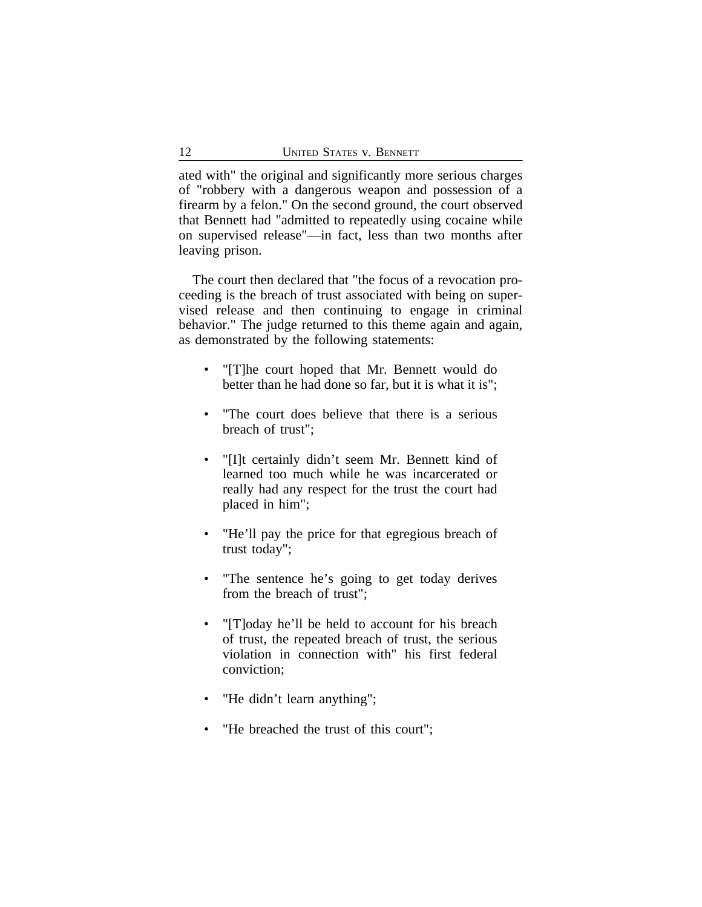ated with" the original and significantly more serious charges of "robbery with a dangerous weapon and possession of a firearm by a felon." On the second ground, the court observed that Bennett had "admitted to repeatedly using cocaine while on supervised release"—in fact, less than two months after leaving prison.

The court then declared that "the focus of a revocation proceeding is the breach of trust associated with being on supervised release and then continuing to engage in criminal behavior." The judge returned to this theme again and again, as demonstrated by the following statements:

- "[T]he court hoped that Mr. Bennett would do better than he had done so far, but it is what it is";
- "The court does believe that there is a serious breach of trust";
- "[I]t certainly didn't seem Mr. Bennett kind of learned too much while he was incarcerated or really had any respect for the trust the court had placed in him";
- "He'll pay the price for that egregious breach of trust today";
- "The sentence he's going to get today derives from the breach of trust";
- "[T]oday he'll be held to account for his breach of trust, the repeated breach of trust, the serious violation in connection with" his first federal conviction;
- "He didn't learn anything";
- "He breached the trust of this court";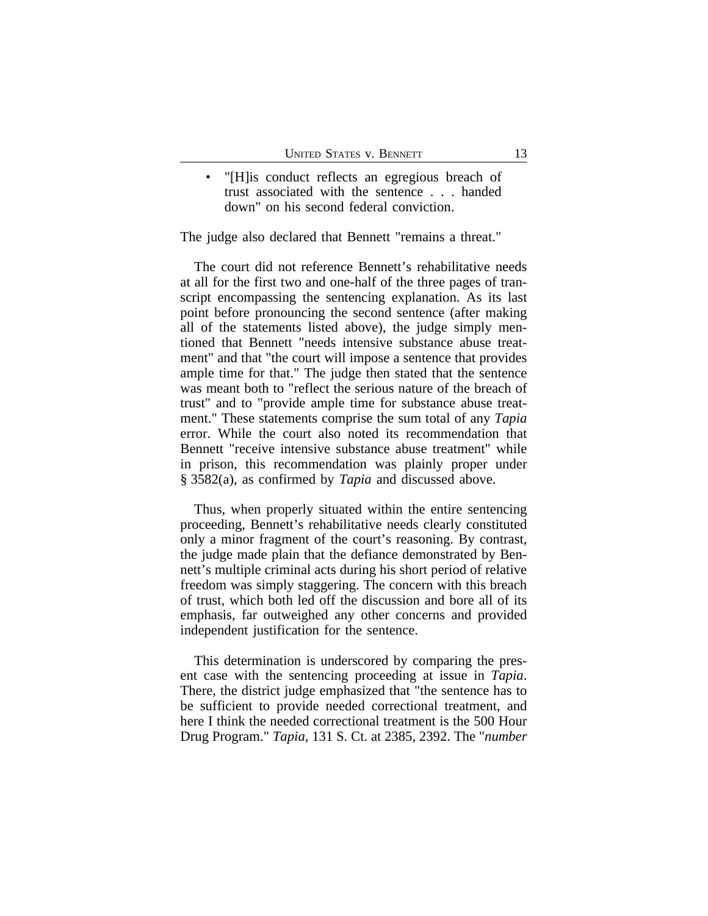- "[H]is conduct reflects an egregious breach of trust associated with the sentence . . . handed down" on his second federal conviction.

The judge also declared that Bennett "remains a threat."

The court did not reference Bennett's rehabilitative needs at all for the first two and one-half of the three pages of transcript encompassing the sentencing explanation. As its last point before pronouncing the second sentence (after making all of the statements listed above), the judge simply mentioned that Bennett "needs intensive substance abuse treatment" and that "the court will impose a sentence that provides ample time for that." The judge then stated that the sentence was meant both to "reflect the serious nature of the breach of trust" and to "provide ample time for substance abuse treatment." These statements comprise the sum total of any *Tapia* error. While the court also noted its recommendation that Bennett "receive intensive substance abuse treatment" while in prison, this recommendation was plainly proper under § 3582(a), as confirmed by *Tapia* and discussed above.

Thus, when properly situated within the entire sentencing proceeding, Bennett's rehabilitative needs clearly constituted only a minor fragment of the court's reasoning. By contrast, the judge made plain that the defiance demonstrated by Bennett's multiple criminal acts during his short period of relative freedom was simply staggering. The concern with this breach of trust, which both led off the discussion and bore all of its emphasis, far outweighed any other concerns and provided independent justification for the sentence.

This determination is underscored by comparing the present case with the sentencing proceeding at issue in *Tapia*. There, the district judge emphasized that "the sentence has to be sufficient to provide needed correctional treatment, and here I think the needed correctional treatment is the 500 Hour Drug Program." *Tapia*, 131 S. Ct. at 2385, 2392. The "*number*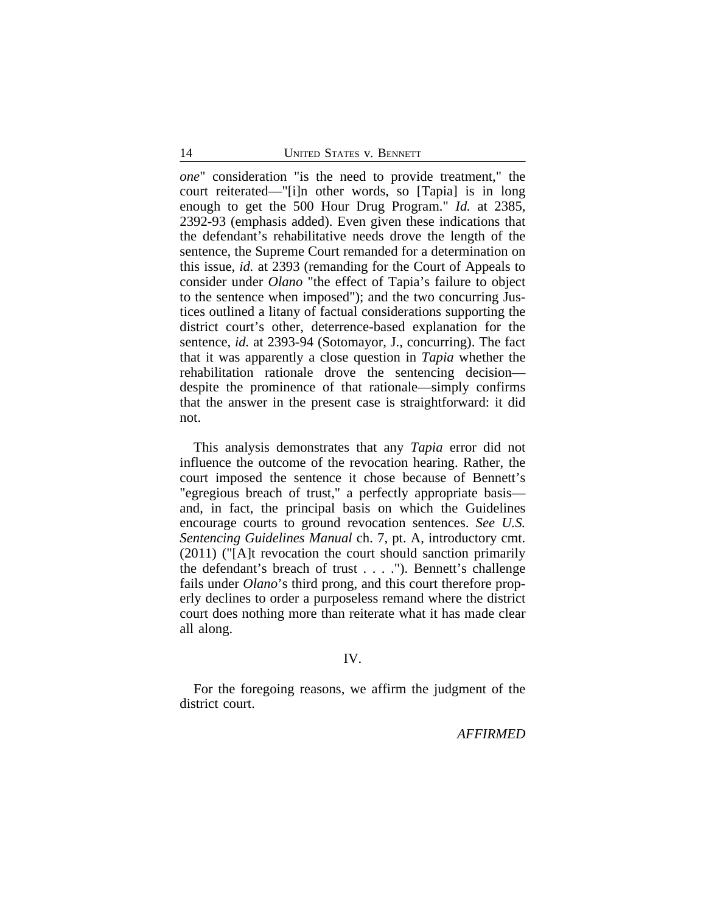*one*" consideration "is the need to provide treatment," the court reiterated—"[i]n other words, so [Tapia] is in long enough to get the 500 Hour Drug Program." *Id.* at 2385, 2392-93 (emphasis added). Even given these indications that the defendant's rehabilitative needs drove the length of the sentence, the Supreme Court remanded for a determination on this issue, *id.* at 2393 (remanding for the Court of Appeals to consider under *Olano* "the effect of Tapia's failure to object to the sentence when imposed"); and the two concurring Justices outlined a litany of factual considerations supporting the district court's other, deterrence-based explanation for the sentence, *id.* at 2393-94 (Sotomayor, J., concurring). The fact that it was apparently a close question in *Tapia* whether the rehabilitation rationale drove the sentencing decision—despite the prominence of that rationale—simply confirms that the answer in the present case is straightforward: it did not.

This analysis demonstrates that any *Tapia* error did not influence the outcome of the revocation hearing. Rather, the court imposed the sentence it chose because of Bennett's "egregious breach of trust," a perfectly appropriate basis—and, in fact, the principal basis on which the Guidelines encourage courts to ground revocation sentences. *See U.S. Sentencing Guidelines Manual* ch. 7, pt. A, introductory cmt. (2011) ("[A]t revocation the court should sanction primarily the defendant's breach of trust . . . ."). Bennett's challenge fails under *Olano*'s third prong, and this court therefore properly declines to order a purposeless remand where the district court does nothing more than reiterate what it has made clear all along.

## IV.

For the foregoing reasons, we affirm the judgment of the district court.

*AFFIRMED*